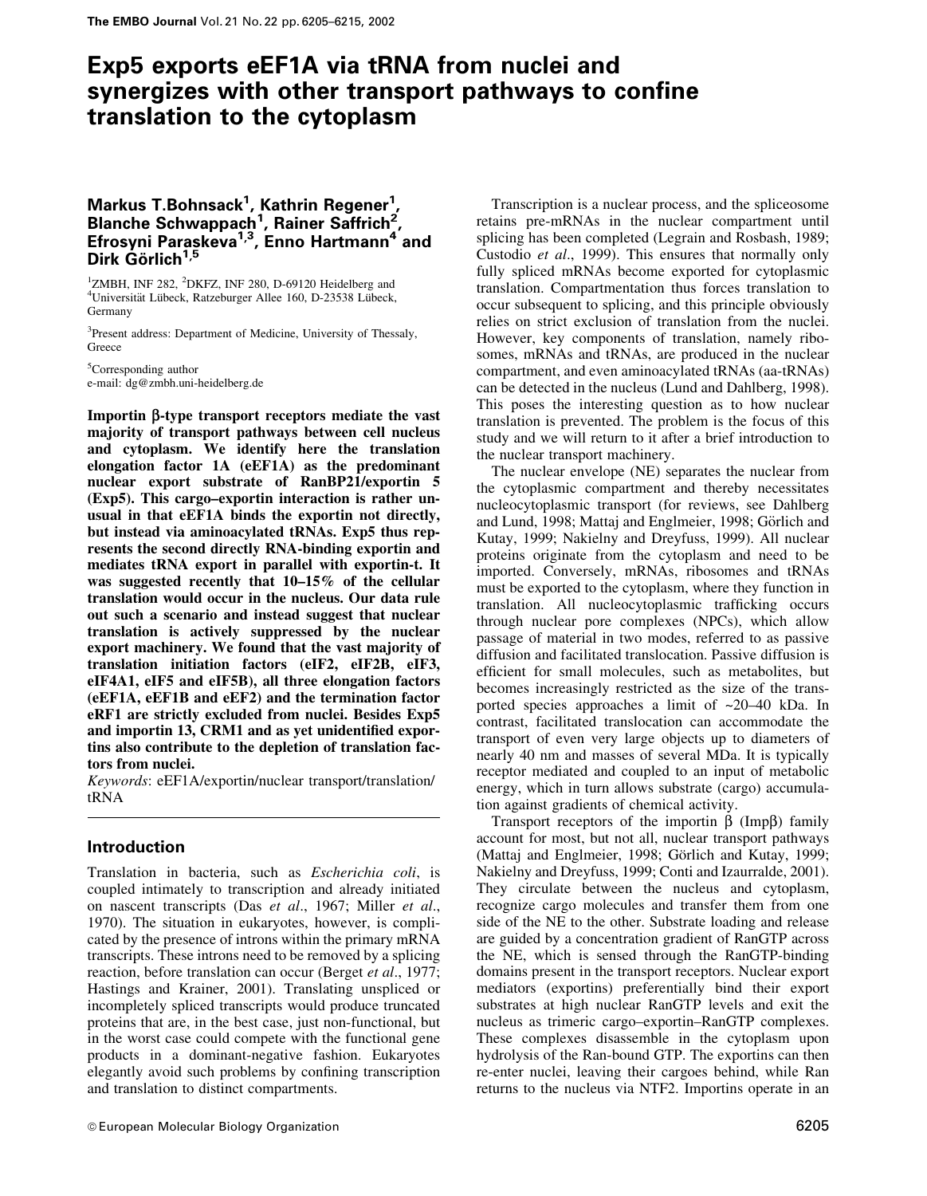# Exp5 exports eEF1A via tRNA from nuclei and synergizes with other transport pathways to confine translation to the cytoplasm

**Markus T.Bohnsack[1], Kathrin Regener[1], Blanche Schwappach[1], Rainer Saffrich[2], Efrosyni Paraskeva[1,3], Enno Hartmann[4] and Dirk Görlich[1,5]**

[1]ZMBH, INF 282, [2]DKFZ, INF 280, D-69120 Heidelberg and [4]Universität Lübeck, Ratzeburger Allee 160, D-23538 Lübeck, Germany

[3]Present address: Department of Medicine, University of Thessaly, Greece

[5]Corresponding author
e-mail: dg@zmbh.uni-heidelberg.de

**Importin β-type transport receptors mediate the vast majority of transport pathways between cell nucleus and cytoplasm. We identify here the translation elongation factor 1A (eEF1A) as the predominant nuclear export substrate of RanBP21/exportin 5 (Exp5). This cargo–exportin interaction is rather unusual in that eEF1A binds the exportin not directly, but instead via aminoacylated tRNAs. Exp5 thus represents the second directly RNA-binding exportin and mediates tRNA export in parallel with exportin-t. It was suggested recently that 10–15% of the cellular translation would occur in the nucleus. Our data rule out such a scenario and instead suggest that nuclear translation is actively suppressed by the nuclear export machinery. We found that the vast majority of translation initiation factors (eIF2, eIF2B, eIF3, eIF4A1, eIF5 and eIF5B), all three elongation factors (eEF1A, eEF1B and eEF2) and the termination factor eRF1 are strictly excluded from nuclei. Besides Exp5 and importin 13, CRM1 and as yet unidentified exportins also contribute to the depletion of translation factors from nuclei.**

*Keywords*: eEF1A/exportin/nuclear transport/translation/tRNA

## Introduction

Translation in bacteria, such as *Escherichia coli*, is coupled intimately to transcription and already initiated on nascent transcripts (Das *et al*., 1967; Miller *et al*., 1970). The situation in eukaryotes, however, is complicated by the presence of introns within the primary mRNA transcripts. These introns need to be removed by a splicing reaction, before translation can occur (Berget *et al*., 1977; Hastings and Krainer, 2001). Translating unspliced or incompletely spliced transcripts would produce truncated proteins that are, in the best case, just non-functional, but in the worst case could compete with the functional gene products in a dominant-negative fashion. Eukaryotes elegantly avoid such problems by confining transcription and translation to distinct compartments.

Transcription is a nuclear process, and the spliceosome retains pre-mRNAs in the nuclear compartment until splicing has been completed (Legrain and Rosbash, 1989; Custodio *et al*., 1999). This ensures that normally only fully spliced mRNAs become exported for cytoplasmic translation. Compartmentation thus forces translation to occur subsequent to splicing, and this principle obviously relies on strict exclusion of translation from the nuclei. However, key components of translation, namely ribosomes, mRNAs and tRNAs, are produced in the nuclear compartment, and even aminoacylated tRNAs (aa-tRNAs) can be detected in the nucleus (Lund and Dahlberg, 1998). This poses the interesting question as to how nuclear translation is prevented. The problem is the focus of this study and we will return to it after a brief introduction to the nuclear transport machinery.

The nuclear envelope (NE) separates the nuclear from the cytoplasmic compartment and thereby necessitates nucleocytoplasmic transport (for reviews, see Dahlberg and Lund, 1998; Mattaj and Englmeier, 1998; Görlich and Kutay, 1999; Nakielny and Dreyfuss, 1999). All nuclear proteins originate from the cytoplasm and need to be imported. Conversely, mRNAs, ribosomes and tRNAs must be exported to the cytoplasm, where they function in translation. All nucleocytoplasmic trafficking occurs through nuclear pore complexes (NPCs), which allow passage of material in two modes, referred to as passive diffusion and facilitated translocation. Passive diffusion is efficient for small molecules, such as metabolites, but becomes increasingly restricted as the size of the transported species approaches a limit of ~20–40 kDa. In contrast, facilitated translocation can accommodate the transport of even very large objects up to diameters of nearly 40 nm and masses of several MDa. It is typically receptor mediated and coupled to an input of metabolic energy, which in turn allows substrate (cargo) accumulation against gradients of chemical activity.

Transport receptors of the importin β (Impβ) family account for most, but not all, nuclear transport pathways (Mattaj and Englmeier, 1998; Görlich and Kutay, 1999; Nakielny and Dreyfuss, 1999; Conti and Izaurralde, 2001). They circulate between the nucleus and cytoplasm, recognize cargo molecules and transfer them from one side of the NE to the other. Substrate loading and release are guided by a concentration gradient of RanGTP across the NE, which is sensed through the RanGTP-binding domains present in the transport receptors. Nuclear export mediators (exportins) preferentially bind their export substrates at high nuclear RanGTP levels and exit the nucleus as trimeric cargo–exportin–RanGTP complexes. These complexes disassemble in the cytoplasm upon hydrolysis of the Ran-bound GTP. The exportins can then re-enter nuclei, leaving their cargoes behind, while Ran returns to the nucleus via NTF2. Importins operate in an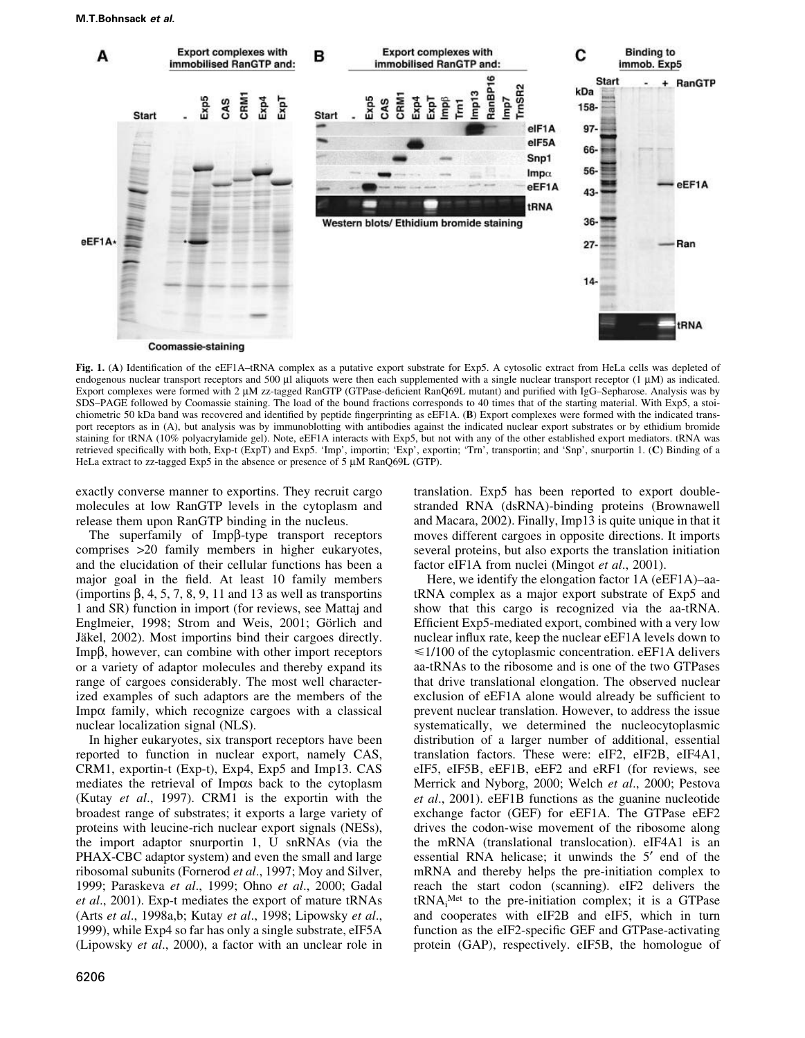Fig. 1. (**A**) Identification of the eEF1A–tRNA complex as a putative export substrate for Exp5. A cytosolic extract from HeLa cells was depleted of endogenous nuclear transport receptors and 500 µl aliquots were then each supplemented with a single nuclear transport receptor (1 µM) as indicated. Export complexes were formed with 2 µM zz-tagged RanGTP (GTPase-deficient RanQ69L mutant) and purified with IgG–Sepharose. Analysis was by SDS–PAGE followed by Coomassie staining. The load of the bound fractions corresponds to 40 times that of the starting material. With Exp5, a stoichiometric 50 kDa band was recovered and identified by peptide fingerprinting as eEF1A. (**B**) Export complexes were formed with the indicated transport receptors as in (A), but analysis was by immunoblotting with antibodies against the indicated nuclear export substrates or by ethidium bromide staining for tRNA (10% polyacrylamide gel). Note, eEF1A interacts with Exp5, but not with any of the other established export mediators. tRNA was retrieved specifically with both, Exp-t (ExpT) and Exp5. 'Imp', importin; 'Exp', exportin; 'Trn', transportin; and 'Snp', snurportin 1. (**C**) Binding of a HeLa extract to zz-tagged Exp5 in the absence or presence of 5 µM RanQ69L (GTP).

exactly converse manner to exportins. They recruit cargo molecules at low RanGTP levels in the cytoplasm and release them upon RanGTP binding in the nucleus.

The superfamily of Impβ-type transport receptors comprises >20 family members in higher eukaryotes, and the elucidation of their cellular functions has been a major goal in the field. At least 10 family members (importins β, 4, 5, 7, 8, 9, 11 and 13 as well as transportins 1 and SR) function in import (for reviews, see Mattaj and Englmeier, 1998; Strom and Weis, 2001; Görlich and Jäkel, 2002). Most importins bind their cargoes directly. Impβ, however, can combine with other import receptors or a variety of adaptor molecules and thereby expand its range of cargoes considerably. The most well characterized examples of such adaptors are the members of the Impα family, which recognize cargoes with a classical nuclear localization signal (NLS).

In higher eukaryotes, six transport receptors have been reported to function in nuclear export, namely CAS, CRM1, exportin-t (Exp-t), Exp4, Exp5 and Imp13. CAS mediates the retrieval of Impαs back to the cytoplasm (Kutay *et al*., 1997). CRM1 is the exportin with the broadest range of substrates; it exports a large variety of proteins with leucine-rich nuclear export signals (NESs), the import adaptor snurportin 1, U snRNAs (via the PHAX-CBC adaptor system) and even the small and large ribosomal subunits (Fornerod *et al*., 1997; Moy and Silver, 1999; Paraskeva *et al*., 1999; Ohno *et al*., 2000; Gadal *et al*., 2001). Exp-t mediates the export of mature tRNAs (Arts *et al*., 1998a,b; Kutay *et al*., 1998; Lipowsky *et al*., 1999), while Exp4 so far has only a single substrate, eIF5A (Lipowsky *et al*., 2000), a factor with an unclear role in translation. Exp5 has been reported to export double-stranded RNA (dsRNA)-binding proteins (Brownawell and Macara, 2002). Finally, Imp13 is quite unique in that it moves different cargoes in opposite directions. It imports several proteins, but also exports the translation initiation factor eIF1A from nuclei (Mingot *et al*., 2001).

Here, we identify the elongation factor 1A (eEF1A)–aa-tRNA complex as a major export substrate of Exp5 and show that this cargo is recognized via the aa-tRNA. Efficient Exp5-mediated export, combined with a very low nuclear influx rate, keep the nuclear eEF1A levels down to ≤1/100 of the cytoplasmic concentration. eEF1A delivers aa-tRNAs to the ribosome and is one of the two GTPases that drive translational elongation. The observed nuclear exclusion of eEF1A alone would already be sufficient to prevent nuclear translation. However, to address the issue systematically, we determined the nucleocytoplasmic distribution of a larger number of additional, essential translation factors. These were: eIF2, eIF2B, eIF4A1, eIF5, eIF5B, eEF1B, eEF2 and eRF1 (for reviews, see Merrick and Nyborg, 2000; Welch *et al*., 2000; Pestova *et al*., 2001). eEF1B functions as the guanine nucleotide exchange factor (GEF) for eEF1A. The GTPase eEF2 drives the codon-wise movement of the ribosome along the mRNA (translational translocation). eIF4A1 is an essential RNA helicase; it unwinds the 5′ end of the mRNA and thereby helps the pre-initiation complex to reach the start codon (scanning). eIF2 delivers the $tRNA_i^{Met}$ to the pre-initiation complex; it is a GTPase and cooperates with eIF2B and eIF5, which in turn function as the eIF2-specific GEF and GTPase-activating protein (GAP), respectively. eIF5B, the homologue of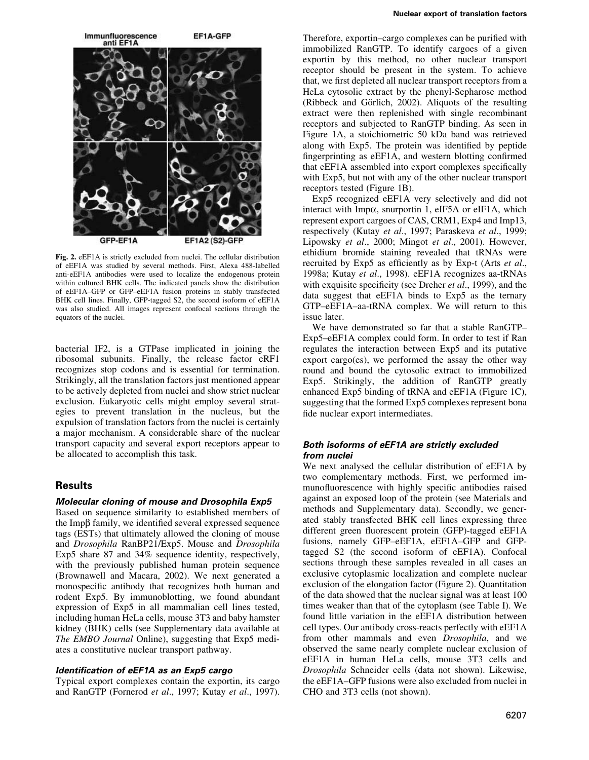Fig. 2. eEF1A is strictly excluded from nuclei. The cellular distribution of eEF1A was studied by several methods. First, Alexa 488-labelled anti-eEF1A antibodies were used to localize the endogenous protein within cultured BHK cells. The indicated panels show the distribution of eEF1A–GFP or GFP–eEF1A fusion proteins in stably transfected BHK cell lines. Finally, GFP-tagged S2, the second isoform of eEF1A was also studied. All images represent confocal sections through the equators of the nuclei.

bacterial IF2, is a GTPase implicated in joining the ribosomal subunits. Finally, the release factor eRF1 recognizes stop codons and is essential for termination. Strikingly, all the translation factors just mentioned appear to be actively depleted from nuclei and show strict nuclear exclusion. Eukaryotic cells might employ several strategies to prevent translation in the nucleus, but the expulsion of translation factors from the nuclei is certainly a major mechanism. A considerable share of the nuclear transport capacity and several export receptors appear to be allocated to accomplish this task.

## Results

### *Molecular cloning of mouse and Drosophila Exp5*

Based on sequence similarity to established members of the Impβ family, we identified several expressed sequence tags (ESTs) that ultimately allowed the cloning of mouse and *Drosophila* RanBP21/Exp5. Mouse and *Drosophila* Exp5 share 87 and 34% sequence identity, respectively, with the previously published human protein sequence (Brownawell and Macara, 2002). We next generated a monospecific antibody that recognizes both human and rodent Exp5. By immunoblotting, we found abundant expression of Exp5 in all mammalian cell lines tested, including human HeLa cells, mouse 3T3 and baby hamster kidney (BHK) cells (see Supplementary data available at *The EMBO Journal* Online), suggesting that Exp5 mediates a constitutive nuclear transport pathway.

### *Identification of eEF1A as an Exp5 cargo*

Typical export complexes contain the exportin, its cargo and RanGTP (Fornerod *et al*., 1997; Kutay *et al*., 1997). Therefore, exportin–cargo complexes can be purified with immobilized RanGTP. To identify cargoes of a given exportin by this method, no other nuclear transport receptor should be present in the system. To achieve that, we first depleted all nuclear transport receptors from a HeLa cytosolic extract by the phenyl-Sepharose method (Ribbeck and Görlich, 2002). Aliquots of the resulting extract were then replenished with single recombinant receptors and subjected to RanGTP binding. As seen in Figure 1A, a stoichiometric 50 kDa band was retrieved along with Exp5. The protein was identified by peptide fingerprinting as eEF1A, and western blotting confirmed that eEF1A assembled into export complexes specifically with Exp5, but not with any of the other nuclear transport receptors tested (Figure 1B).

Exp5 recognized eEF1A very selectively and did not interact with Impα, snurportin 1, eIF5A or eIF1A, which represent export cargoes of CAS, CRM1, Exp4 and Imp13, respectively (Kutay *et al*., 1997; Paraskeva *et al*., 1999; Lipowsky *et al*., 2000; Mingot *et al*., 2001). However, ethidium bromide staining revealed that tRNAs were recruited by Exp5 as efficiently as by Exp-t (Arts *et al*., 1998a; Kutay *et al*., 1998). eEF1A recognizes aa-tRNAs with exquisite specificity (see Dreher *et al*., 1999), and the data suggest that eEF1A binds to Exp5 as the ternary GTP–eEF1A–aa-tRNA complex. We will return to this issue later.

We have demonstrated so far that a stable RanGTP–Exp5–eEF1A complex could form. In order to test if Ran regulates the interaction between Exp5 and its putative export cargo(es), we performed the assay the other way round and bound the cytosolic extract to immobilized Exp5. Strikingly, the addition of RanGTP greatly enhanced Exp5 binding of tRNA and eEF1A (Figure 1C), suggesting that the formed Exp5 complexes represent bona fide nuclear export intermediates.

### *Both isoforms of eEF1A are strictly excluded from nuclei*

We next analysed the cellular distribution of eEF1A by two complementary methods. First, we performed immunofluorescence with highly specific antibodies raised against an exposed loop of the protein (see Materials and methods and Supplementary data). Secondly, we generated stably transfected BHK cell lines expressing three different green fluorescent protein (GFP)-tagged eEF1A fusions, namely GFP–eEF1A, eEF1A–GFP and GFP-tagged S2 (the second isoform of eEF1A). Confocal sections through these samples revealed in all cases an exclusive cytoplasmic localization and complete nuclear exclusion of the elongation factor (Figure 2). Quantitation of the data showed that the nuclear signal was at least 100 times weaker than that of the cytoplasm (see Table I). We found little variation in the eEF1A distribution between cell types. Our antibody cross-reacts perfectly with eEF1A from other mammals and even *Drosophila*, and we observed the same nearly complete nuclear exclusion of eEF1A in human HeLa cells, mouse 3T3 cells and *Drosophila* Schneider cells (data not shown). Likewise, the eEF1A–GFP fusions were also excluded from nuclei in CHO and 3T3 cells (not shown).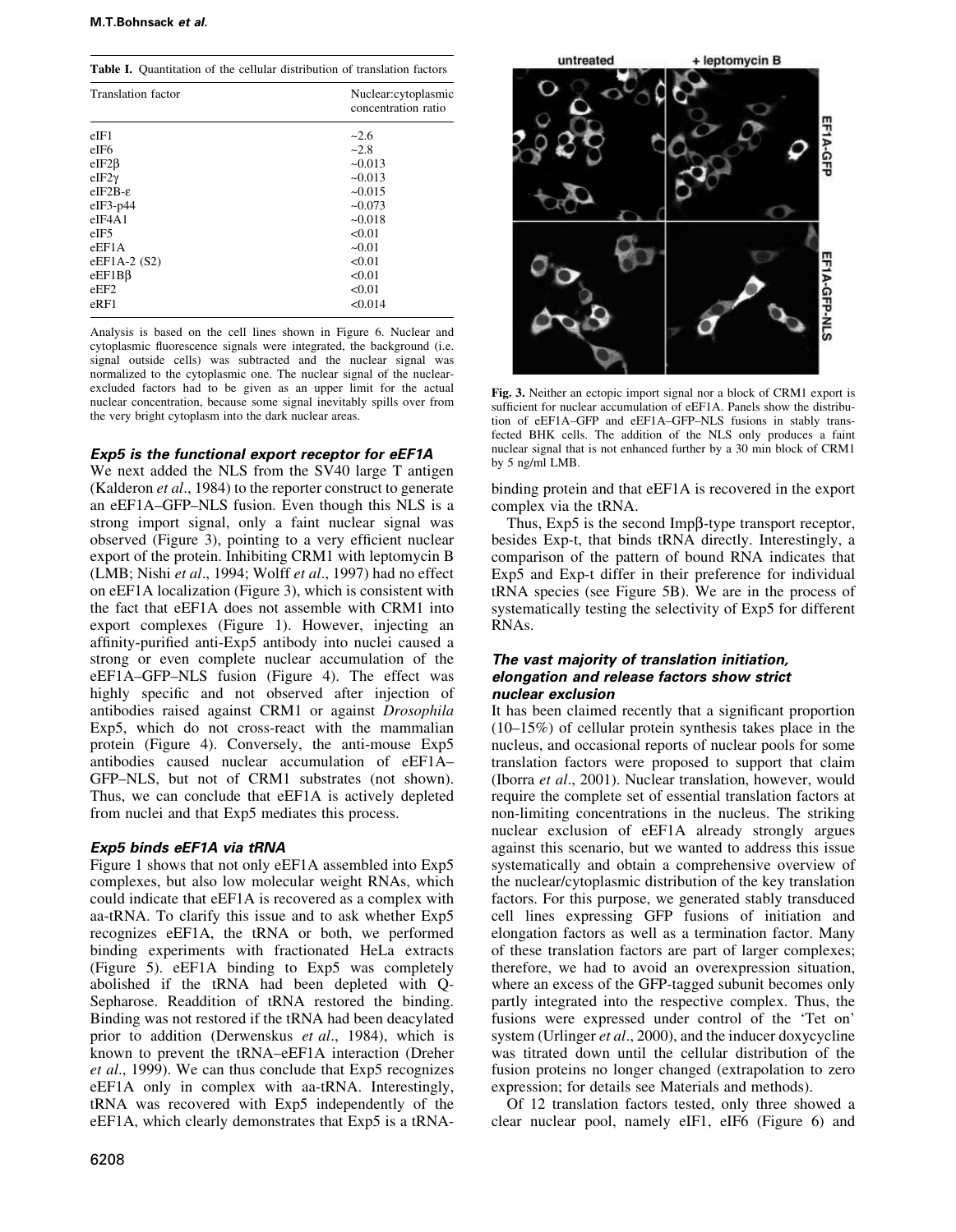**Table I.** Quantitation of the cellular distribution of translation factors

| Translation factor | Nuclear:cytoplasmic concentration ratio |
| --- | --- |
| eIF1 | ~2.6 |
| eIF6 | ~2.8 |
| eIF2β | ~0.013 |
| eIF2γ | ~0.013 |
| eIF2B-ε | ~0.015 |
| eIF3-p44 | ~0.073 |
| eIF4A1 | ~0.018 |
| eIF5 | <0.01 |
| eEF1A | ~0.01 |
| eEF1A-2 (S2) | <0.01 |
| eEF1Bβ | <0.01 |
| eEF2 | <0.01 |
| eRF1 | <0.014 |

Analysis is based on the cell lines shown in Figure 6. Nuclear and cytoplasmic fluorescence signals were integrated, the background (i.e. signal outside cells) was subtracted and the nuclear signal was normalized to the cytoplasmic one. The nuclear signal of the nuclear-excluded factors had to be given as an upper limit for the actual nuclear concentration, because some signal inevitably spills over from the very bright cytoplasm into the dark nuclear areas.

### Exp5 is the functional export receptor for eEF1A

We next added the NLS from the SV40 large T antigen (Kalderon *et al*., 1984) to the reporter construct to generate an eEF1A–GFP–NLS fusion. Even though this NLS is a strong import signal, only a faint nuclear signal was observed (Figure 3), pointing to a very efficient nuclear export of the protein. Inhibiting CRM1 with leptomycin B (LMB; Nishi *et al*., 1994; Wolff *et al*., 1997) had no effect on eEF1A localization (Figure 3), which is consistent with the fact that eEF1A does not assemble with CRM1 into export complexes (Figure 1). However, injecting an affinity-purified anti-Exp5 antibody into nuclei caused a strong or even complete nuclear accumulation of the eEF1A–GFP–NLS fusion (Figure 4). The effect was highly specific and not observed after injection of antibodies raised against CRM1 or against *Drosophila* Exp5, which do not cross-react with the mammalian protein (Figure 4). Conversely, the anti-mouse Exp5 antibodies caused nuclear accumulation of eEF1A–GFP–NLS, but not of CRM1 substrates (not shown). Thus, we can conclude that eEF1A is actively depleted from nuclei and that Exp5 mediates this process.

### Exp5 binds eEF1A via tRNA

Figure 1 shows that not only eEF1A assembled into Exp5 complexes, but also low molecular weight RNAs, which could indicate that eEF1A is recovered as a complex with aa-tRNA. To clarify this issue and to ask whether Exp5 recognizes eEF1A, the tRNA or both, we performed binding experiments with fractionated HeLa extracts (Figure 5). eEF1A binding to Exp5 was completely abolished if the tRNA had been depleted with Q-Sepharose. Readdition of tRNA restored the binding. Binding was not restored if the tRNA had been deacylated prior to addition (Derwenskus *et al*., 1984), which is known to prevent the tRNA–eEF1A interaction (Dreher *et al*., 1999). We can thus conclude that Exp5 recognizes eEF1A only in complex with aa-tRNA. Interestingly, tRNA was recovered with Exp5 independently of the eEF1A, which clearly demonstrates that Exp5 is a tRNA-binding protein and that eEF1A is recovered in the export complex via the tRNA.

**Fig. 3.** Neither an ectopic import signal nor a block of CRM1 export is sufficient for nuclear accumulation of eEF1A. Panels show the distribution of eEF1A–GFP and eEF1A–GFP–NLS fusions in stably transfected BHK cells. The addition of the NLS only produces a faint nuclear signal that is not enhanced further by a 30 min block of CRM1 by 5 ng/ml LMB.

Thus, Exp5 is the second Impβ-type transport receptor, besides Exp-t, that binds tRNA directly. Interestingly, a comparison of the pattern of bound RNA indicates that Exp5 and Exp-t differ in their preference for individual tRNA species (see Figure 5B). We are in the process of systematically testing the selectivity of Exp5 for different RNAs.

### The vast majority of translation initiation, elongation and release factors show strict nuclear exclusion

It has been claimed recently that a significant proportion (10–15%) of cellular protein synthesis takes place in the nucleus, and occasional reports of nuclear pools for some translation factors were proposed to support that claim (Iborra *et al*., 2001). Nuclear translation, however, would require the complete set of essential translation factors at non-limiting concentrations in the nucleus. The striking nuclear exclusion of eEF1A already strongly argues against this scenario, but we wanted to address this issue systematically and obtain a comprehensive overview of the nuclear/cytoplasmic distribution of the key translation factors. For this purpose, we generated stably transduced cell lines expressing GFP fusions of initiation and elongation factors as well as a termination factor. Many of these translation factors are part of larger complexes; therefore, we had to avoid an overexpression situation, where an excess of the GFP-tagged subunit becomes only partly integrated into the respective complex. Thus, the fusions were expressed under control of the 'Tet on' system (Urlinger *et al*., 2000), and the inducer doxycycline was titrated down until the cellular distribution of the fusion proteins no longer changed (extrapolation to zero expression; for details see Materials and methods).

Of 12 translation factors tested, only three showed a clear nuclear pool, namely eIF1, eIF6 (Figure 6) and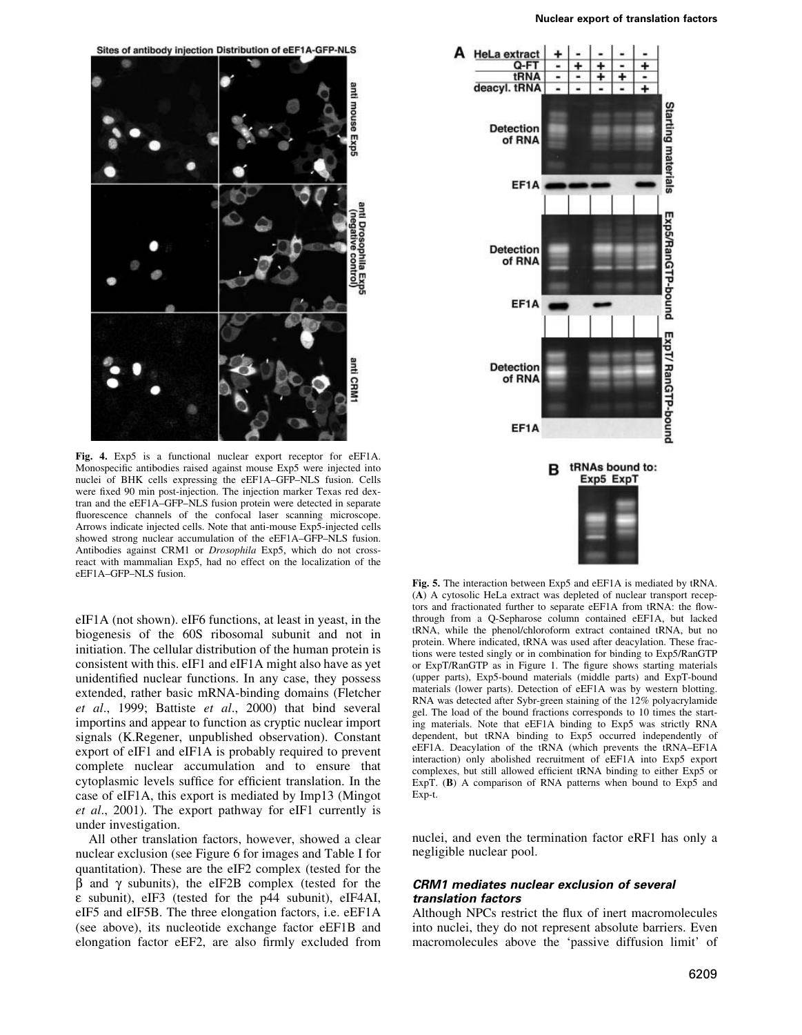**Fig. 4.** Exp5 is a functional nuclear export receptor for eEF1A. Monospecific antibodies raised against mouse Exp5 were injected into nuclei of BHK cells expressing the eEF1A–GFP–NLS fusion. Cells were fixed 90 min post-injection. The injection marker Texas red dextran and the eEF1A–GFP–NLS fusion protein were detected in separate fluorescence channels of the confocal laser scanning microscope. Arrows indicate injected cells. Note that anti-mouse Exp5-injected cells showed strong nuclear accumulation of the eEF1A–GFP–NLS fusion. Antibodies against CRM1 or *Drosophila* Exp5, which do not cross-react with mammalian Exp5, had no effect on the localization of the eEF1A–GFP–NLS fusion.

**Fig. 5.** The interaction between Exp5 and eEF1A is mediated by tRNA. (**A**) A cytosolic HeLa extract was depleted of nuclear transport receptors and fractionated further to separate eEF1A from tRNA: the flow-through from a Q-Sepharose column contained eEF1A, but lacked tRNA, while the phenol/chloroform extract contained tRNA, but no protein. Where indicated, tRNA was used after deacylation. These fractions were tested singly or in combination for binding to Exp5/RanGTP or ExpT/RanGTP as in Figure 1. The figure shows starting materials (upper parts), Exp5-bound materials (middle parts) and ExpT-bound materials (lower parts). Detection of eEF1A was by western blotting. RNA was detected after Sybr-green staining of the 12% polyacrylamide gel. The load of the bound fractions corresponds to 10 times the starting materials. Note that eEF1A binding to Exp5 was strictly RNA dependent, but tRNA binding to Exp5 occurred independently of eEF1A. Deacylation of the tRNA (which prevents the tRNA–EF1A interaction) only abolished recruitment of eEF1A into Exp5 export complexes, but still allowed efficient tRNA binding to either Exp5 or ExpT. (**B**) A comparison of RNA patterns when bound to Exp5 and Exp-t.

eIF1A (not shown). eIF6 functions, at least in yeast, in the biogenesis of the 60S ribosomal subunit and not in initiation. The cellular distribution of the human protein is consistent with this. eIF1 and eIF1A might also have as yet unidentified nuclear functions. In any case, they possess extended, rather basic mRNA-binding domains (Fletcher *et al*., 1999; Battiste *et al*., 2000) that bind several importins and appear to function as cryptic nuclear import signals (K.Regener, unpublished observation). Constant export of eIF1 and eIF1A is probably required to prevent complete nuclear accumulation and to ensure that cytoplasmic levels suffice for efficient translation. In the case of eIF1A, this export is mediated by Imp13 (Mingot *et al*., 2001). The export pathway for eIF1 currently is under investigation.

All other translation factors, however, showed a clear nuclear exclusion (see Figure 6 for images and Table I for quantitation). These are the eIF2 complex (tested for the β and γ subunits), the eIF2B complex (tested for the ε subunit), eIF3 (tested for the p44 subunit), eIF4AI, eIF5 and eIF5B. The three elongation factors, i.e. eEF1A (see above), its nucleotide exchange factor eEF1B and elongation factor eEF2, are also firmly excluded from nuclei, and even the termination factor eRF1 has only a negligible nuclear pool.

### CRM1 mediates nuclear exclusion of several translation factors

Although NPCs restrict the flux of inert macromolecules into nuclei, they do not represent absolute barriers. Even macromolecules above the 'passive diffusion limit' of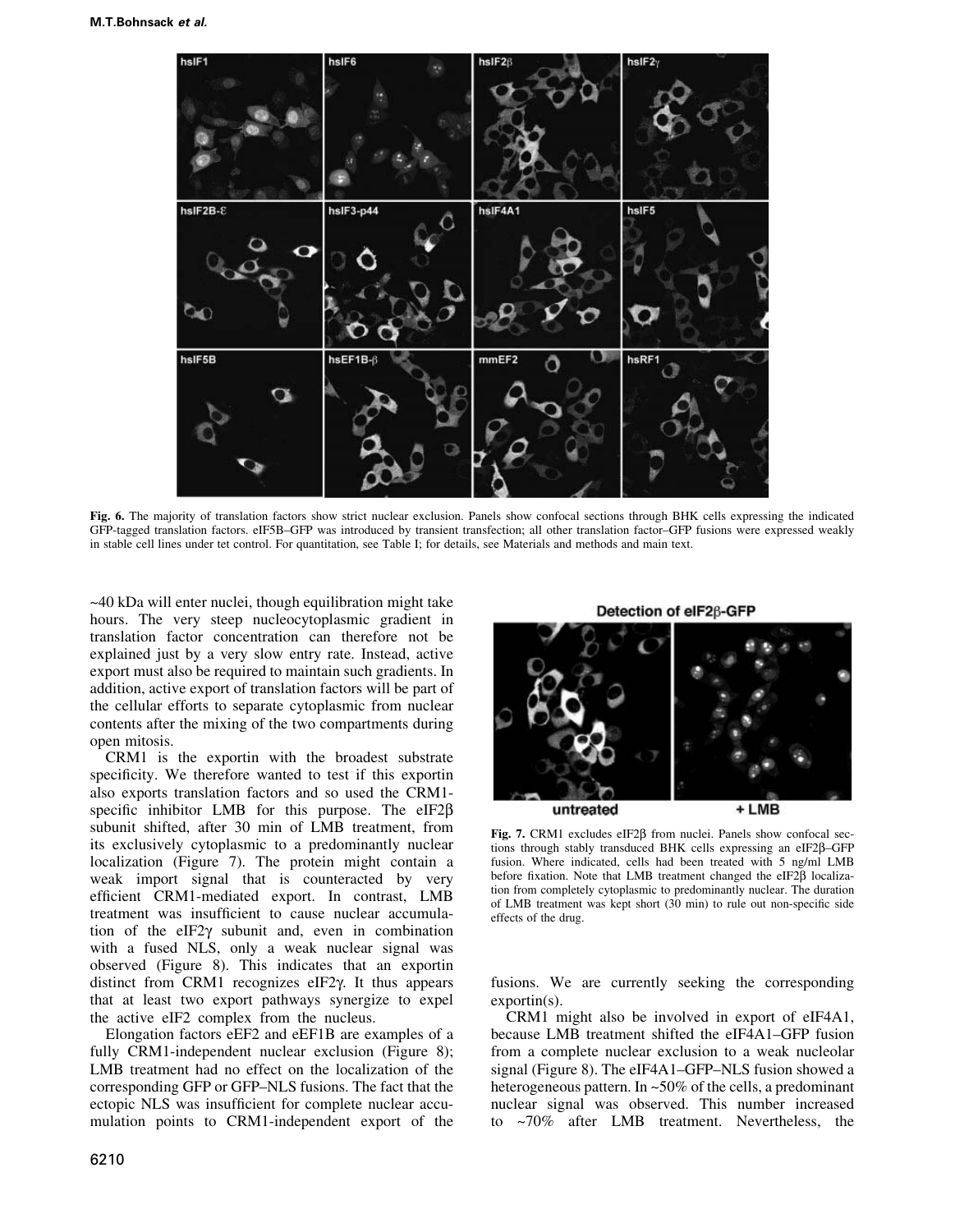**Fig. 6.** The majority of translation factors show strict nuclear exclusion. Panels show confocal sections through BHK cells expressing the indicated GFP-tagged translation factors. eIF5B–GFP was introduced by transient transfection; all other translation factor–GFP fusions were expressed weakly in stable cell lines under tet control. For quantitation, see Table I; for details, see Materials and methods and main text.

~40 kDa will enter nuclei, though equilibration might take hours. The very steep nucleocytoplasmic gradient in translation factor concentration can therefore not be explained just by a very slow entry rate. Instead, active export must also be required to maintain such gradients. In addition, active export of translation factors will be part of the cellular efforts to separate cytoplasmic from nuclear contents after the mixing of the two compartments during open mitosis.

CRM1 is the exportin with the broadest substrate specificity. We therefore wanted to test if this exportin also exports translation factors and so used the CRM1-specific inhibitor LMB for this purpose. The eIF2β subunit shifted, after 30 min of LMB treatment, from its exclusively cytoplasmic to a predominantly nuclear localization (Figure 7). The protein might contain a weak import signal that is counteracted by very efficient CRM1-mediated export. In contrast, LMB treatment was insufficient to cause nuclear accumulation of the eIF2γ subunit and, even in combination with a fused NLS, only a weak nuclear signal was observed (Figure 8). This indicates that an exportin distinct from CRM1 recognizes eIF2γ. It thus appears that at least two export pathways synergize to expel the active eIF2 complex from the nucleus.

Elongation factors eEF2 and eEF1B are examples of a fully CRM1-independent nuclear exclusion (Figure 8); LMB treatment had no effect on the localization of the corresponding GFP or GFP–NLS fusions. The fact that the ectopic NLS was insufficient for complete nuclear accumulation points to CRM1-independent export of the fusions. We are currently seeking the corresponding exportin(s).

**Fig. 7.** CRM1 excludes eIF2β from nuclei. Panels show confocal sections through stably transduced BHK cells expressing an eIF2β–GFP fusion. Where indicated, cells had been treated with 5 ng/ml LMB before fixation. Note that LMB treatment changed the eIF2β localization from completely cytoplasmic to predominantly nuclear. The duration of LMB treatment was kept short (30 min) to rule out non-specific side effects of the drug.

CRM1 might also be involved in export of eIF4A1, because LMB treatment shifted the eIF4A1–GFP fusion from a complete nuclear exclusion to a weak nucleolar signal (Figure 8). The eIF4A1–GFP–NLS fusion showed a heterogeneous pattern. In ~50% of the cells, a predominant nuclear signal was observed. This number increased to ~70% after LMB treatment. Nevertheless, the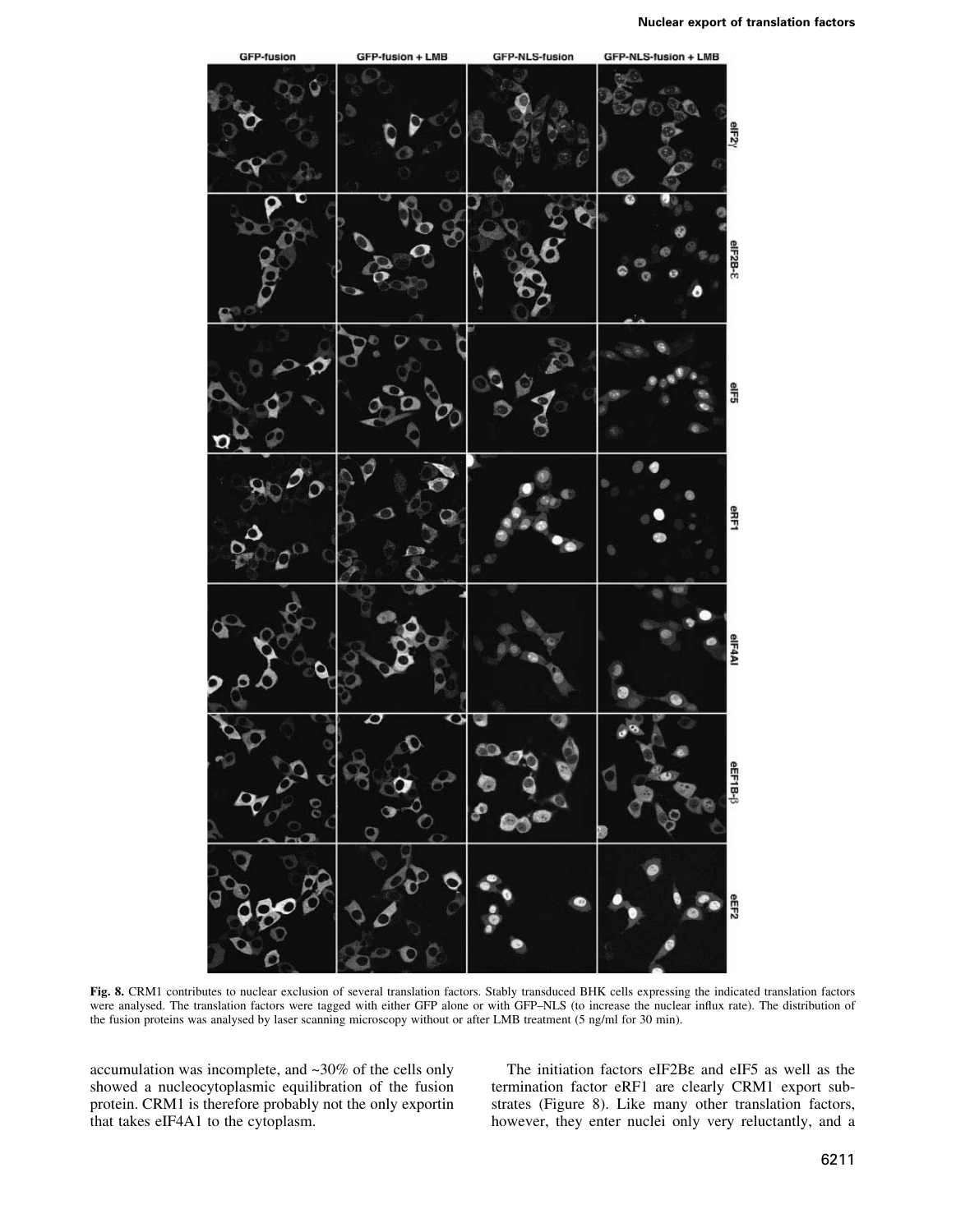Fig. 8. CRM1 contributes to nuclear exclusion of several translation factors. Stably transduced BHK cells expressing the indicated translation factors were analysed. The translation factors were tagged with either GFP alone or with GFP–NLS (to increase the nuclear influx rate). The distribution of the fusion proteins was analysed by laser scanning microscopy without or after LMB treatment (5 ng/ml for 30 min).

accumulation was incomplete, and ~30% of the cells only showed a nucleocytoplasmic equilibration of the fusion protein. CRM1 is therefore probably not the only exportin that takes eIF4A1 to the cytoplasm.

The initiation factors eIF2Bε and eIF5 as well as the termination factor eRF1 are clearly CRM1 export substrates (Figure 8). Like many other translation factors, however, they enter nuclei only very reluctantly, and a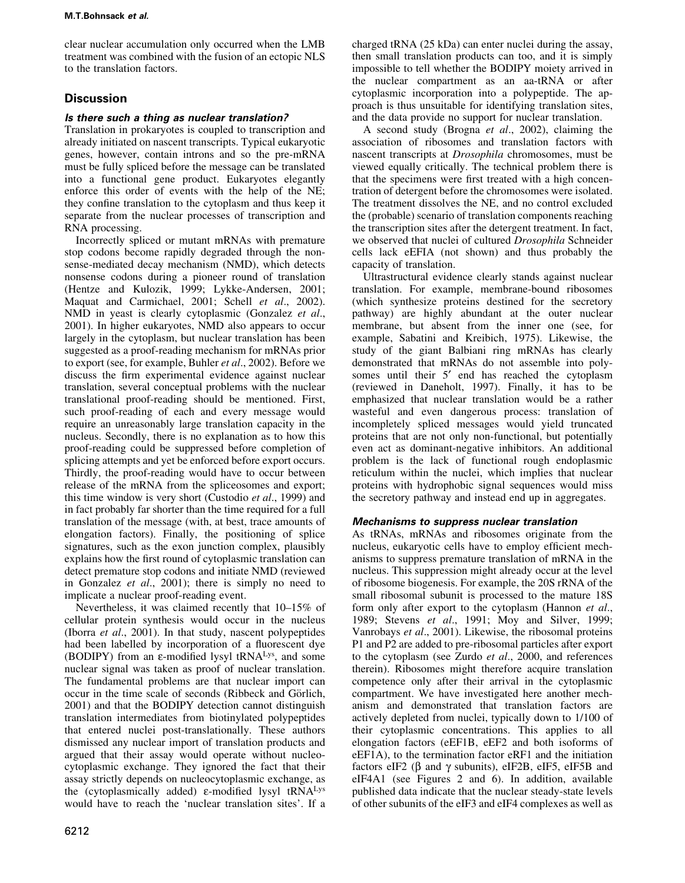clear nuclear accumulation only occurred when the LMB treatment was combined with the fusion of an ectopic NLS to the translation factors.

## Discussion

### *Is there such a thing as nuclear translation?*

Translation in prokaryotes is coupled to transcription and already initiated on nascent transcripts. Typical eukaryotic genes, however, contain introns and so the pre-mRNA must be fully spliced before the message can be translated into a functional gene product. Eukaryotes elegantly enforce this order of events with the help of the NE; they confine translation to the cytoplasm and thus keep it separate from the nuclear processes of transcription and RNA processing.

Incorrectly spliced or mutant mRNAs with premature stop codons become rapidly degraded through the nonsense-mediated decay mechanism (NMD), which detects nonsense codons during a pioneer round of translation (Hentze and Kulozik, 1999; Lykke-Andersen, 2001; Maquat and Carmichael, 2001; Schell *et al*., 2002). NMD in yeast is clearly cytoplasmic (Gonzalez *et al*., 2001). In higher eukaryotes, NMD also appears to occur largely in the cytoplasm, but nuclear translation has been suggested as a proof-reading mechanism for mRNAs prior to export (see, for example, Buhler *et al*., 2002). Before we discuss the firm experimental evidence against nuclear translation, several conceptual problems with the nuclear translational proof-reading should be mentioned. First, such proof-reading of each and every message would require an unreasonably large translation capacity in the nucleus. Secondly, there is no explanation as to how this proof-reading could be suppressed before completion of splicing attempts and yet be enforced before export occurs. Thirdly, the proof-reading would have to occur between release of the mRNA from the spliceosomes and export; this time window is very short (Custodio *et al*., 1999) and in fact probably far shorter than the time required for a full translation of the message (with, at best, trace amounts of elongation factors). Finally, the positioning of splice signatures, such as the exon junction complex, plausibly explains how the first round of cytoplasmic translation can detect premature stop codons and initiate NMD (reviewed in Gonzalez *et al*., 2001); there is simply no need to implicate a nuclear proof-reading event.

Nevertheless, it was claimed recently that 10–15% of cellular protein synthesis would occur in the nucleus (Iborra *et al*., 2001). In that study, nascent polypeptides had been labelled by incorporation of a fluorescent dye (BODIPY) from an ε-modified lysyl $tRNA^{Lys}$, and some nuclear signal was taken as proof of nuclear translation. The fundamental problems are that nuclear import can occur in the time scale of seconds (Ribbeck and Görlich, 2001) and that the BODIPY detection cannot distinguish translation intermediates from biotinylated polypeptides that entered nuclei post-translationally. These authors dismissed any nuclear import of translation products and argued that their assay would operate without nucleocytoplasmic exchange. They ignored the fact that their assay strictly depends on nucleocytoplasmic exchange, as the (cytoplasmically added) ε-modified lysyl $tRNA^{Lys}$ would have to reach the 'nuclear translation sites'. If a charged tRNA (25 kDa) can enter nuclei during the assay, then small translation products can too, and it is simply impossible to tell whether the BODIPY moiety arrived in the nuclear compartment as an aa-tRNA or after cytoplasmic incorporation into a polypeptide. The approach is thus unsuitable for identifying translation sites, and the data provide no support for nuclear translation.

A second study (Brogna *et al*., 2002), claiming the association of ribosomes and translation factors with nascent transcripts at *Drosophila* chromosomes, must be viewed equally critically. The technical problem there is that the specimens were first treated with a high concentration of detergent before the chromosomes were isolated. The treatment dissolves the NE, and no control excluded the (probable) scenario of translation components reaching the transcription sites after the detergent treatment. In fact, we observed that nuclei of cultured *Drosophila* Schneider cells lack eEFIA (not shown) and thus probably the capacity of translation.

Ultrastructural evidence clearly stands against nuclear translation. For example, membrane-bound ribosomes (which synthesize proteins destined for the secretory pathway) are highly abundant at the outer nuclear membrane, but absent from the inner one (see, for example, Sabatini and Kreibich, 1975). Likewise, the study of the giant Balbiani ring mRNAs has clearly demonstrated that mRNAs do not assemble into polysomes until their 5′ end has reached the cytoplasm (reviewed in Daneholt, 1997). Finally, it has to be emphasized that nuclear translation would be a rather wasteful and even dangerous process: translation of incompletely spliced messages would yield truncated proteins that are not only non-functional, but potentially even act as dominant-negative inhibitors. An additional problem is the lack of functional rough endoplasmic reticulum within the nuclei, which implies that nuclear proteins with hydrophobic signal sequences would miss the secretory pathway and instead end up in aggregates.

### *Mechanisms to suppress nuclear translation*

As tRNAs, mRNAs and ribosomes originate from the nucleus, eukaryotic cells have to employ efficient mechanisms to suppress premature translation of mRNA in the nucleus. This suppression might already occur at the level of ribosome biogenesis. For example, the 20S rRNA of the small ribosomal subunit is processed to the mature 18S form only after export to the cytoplasm (Hannon *et al*., 1989; Stevens *et al*., 1991; Moy and Silver, 1999; Vanrobays *et al*., 2001). Likewise, the ribosomal proteins P1 and P2 are added to pre-ribosomal particles after export to the cytoplasm (see Zurdo *et al*., 2000, and references therein). Ribosomes might therefore acquire translation competence only after their arrival in the cytoplasmic compartment. We have investigated here another mechanism and demonstrated that translation factors are actively depleted from nuclei, typically down to 1/100 of their cytoplasmic concentrations. This applies to all elongation factors (eEF1B, eEF2 and both isoforms of eEF1A), to the termination factor eRF1 and the initiation factors eIF2 (β and γ subunits), eIF2B, eIF5, eIF5B and eIF4A1 (see Figures 2 and 6). In addition, available published data indicate that the nuclear steady-state levels of other subunits of the eIF3 and eIF4 complexes as well as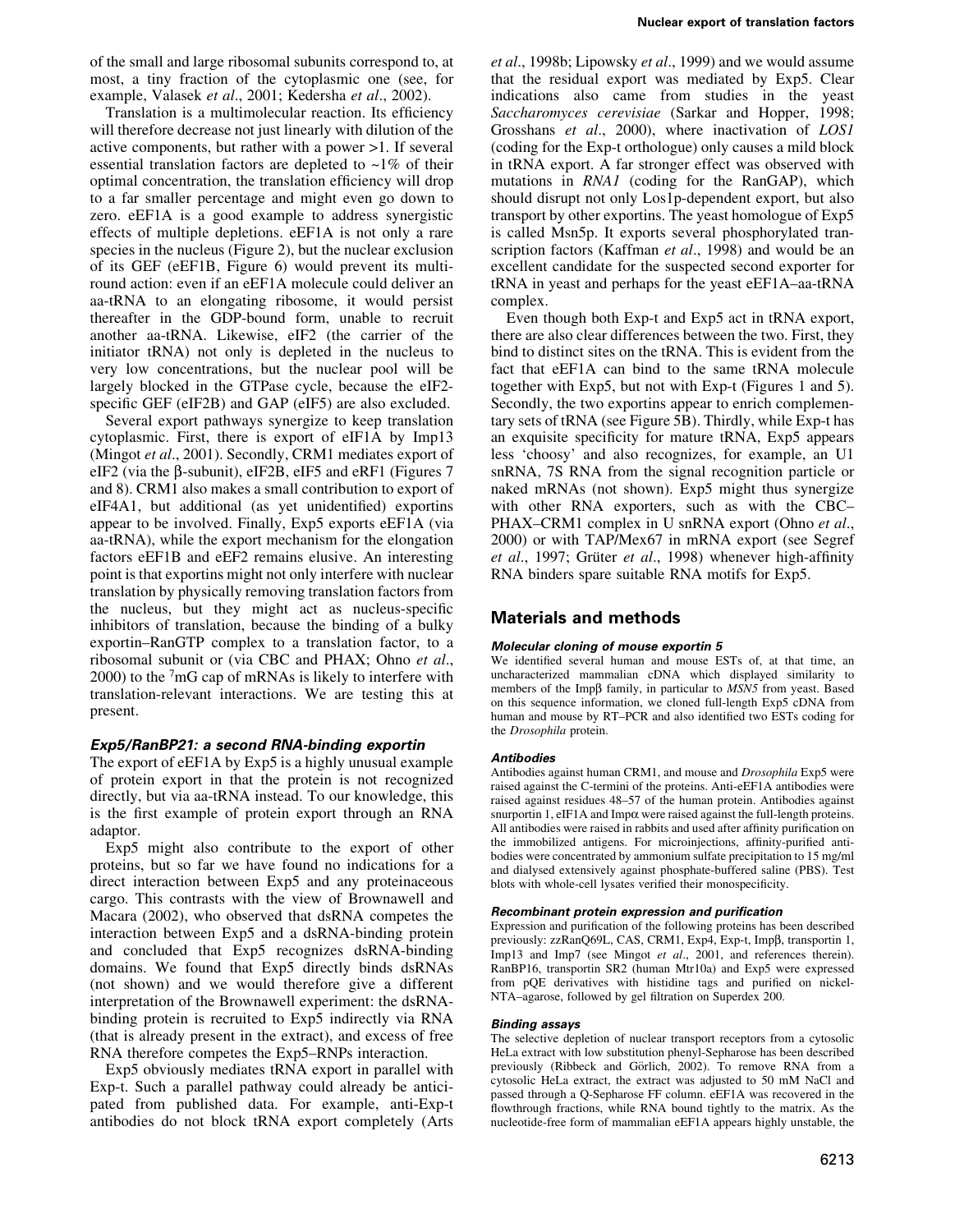of the small and large ribosomal subunits correspond to, at most, a tiny fraction of the cytoplasmic one (see, for example, Valasek *et al*., 2001; Kedersha *et al*., 2002).

Translation is a multimolecular reaction. Its efficiency will therefore decrease not just linearly with dilution of the active components, but rather with a power >1. If several essential translation factors are depleted to ~1% of their optimal concentration, the translation efficiency will drop to a far smaller percentage and might even go down to zero. eEF1A is a good example to address synergistic effects of multiple depletions. eEF1A is not only a rare species in the nucleus (Figure 2), but the nuclear exclusion of its GEF (eEF1B, Figure 6) would prevent its multi-round action: even if an eEF1A molecule could deliver an aa-tRNA to an elongating ribosome, it would persist thereafter in the GDP-bound form, unable to recruit another aa-tRNA. Likewise, eIF2 (the carrier of the initiator tRNA) not only is depleted in the nucleus to very low concentrations, but the nuclear pool will be largely blocked in the GTPase cycle, because the eIF2-specific GEF (eIF2B) and GAP (eIF5) are also excluded.

Several export pathways synergize to keep translation cytoplasmic. First, there is export of eIF1A by Imp13 (Mingot *et al*., 2001). Secondly, CRM1 mediates export of eIF2 (via the β-subunit), eIF2B, eIF5 and eRF1 (Figures 7 and 8). CRM1 also makes a small contribution to export of eIF4A1, but additional (as yet unidentified) exportins appear to be involved. Finally, Exp5 exports eEF1A (via aa-tRNA), while the export mechanism for the elongation factors eEF1B and eEF2 remains elusive. An interesting point is that exportins might not only interfere with nuclear translation by physically removing translation factors from the nucleus, but they might act as nucleus-specific inhibitors of translation, because the binding of a bulky exportin–RanGTP complex to a translation factor, to a ribosomal subunit or (via CBC and PHAX; Ohno *et al*., 2000) to the $^7$mG cap of mRNAs is likely to interfere with translation-relevant interactions. We are testing this at present.

### *Exp5/RanBP21: a second RNA-binding exportin*

The export of eEF1A by Exp5 is a highly unusual example of protein export in that the protein is not recognized directly, but via aa-tRNA instead. To our knowledge, this is the first example of protein export through an RNA adaptor.

Exp5 might also contribute to the export of other proteins, but so far we have found no indications for a direct interaction between Exp5 and any proteinaceous cargo. This contrasts with the view of Brownawell and Macara (2002), who observed that dsRNA competes the interaction between Exp5 and a dsRNA-binding protein and concluded that Exp5 recognizes dsRNA-binding domains. We found that Exp5 directly binds dsRNAs (not shown) and we would therefore give a different interpretation of the Brownawell experiment: the dsRNA-binding protein is recruited to Exp5 indirectly via RNA (that is already present in the extract), and excess of free RNA therefore competes the Exp5–RNPs interaction.

Exp5 obviously mediates tRNA export in parallel with Exp-t. Such a parallel pathway could already be anticipated from published data. For example, anti-Exp-t antibodies do not block tRNA export completely (Arts *et al*., 1998b; Lipowsky *et al*., 1999) and we would assume that the residual export was mediated by Exp5. Clear indications also came from studies in the yeast *Saccharomyces cerevisiae* (Sarkar and Hopper, 1998; Grosshans *et al*., 2000), where inactivation of *LOS1* (coding for the Exp-t orthologue) only causes a mild block in tRNA export. A far stronger effect was observed with mutations in *RNA1* (coding for the RanGAP), which should disrupt not only Los1p-dependent export, but also transport by other exportins. The yeast homologue of Exp5 is called Msn5p. It exports several phosphorylated transcription factors (Kaffman *et al*., 1998) and would be an excellent candidate for the suspected second exporter for tRNA in yeast and perhaps for the yeast eEF1A–aa-tRNA complex.

Even though both Exp-t and Exp5 act in tRNA export, there are also clear differences between the two. First, they bind to distinct sites on the tRNA. This is evident from the fact that eEF1A can bind to the same tRNA molecule together with Exp5, but not with Exp-t (Figures 1 and 5). Secondly, the two exportins appear to enrich complementary sets of tRNA (see Figure 5B). Thirdly, while Exp-t has an exquisite specificity for mature tRNA, Exp5 appears less 'choosy' and also recognizes, for example, an U1 snRNA, 7S RNA from the signal recognition particle or naked mRNAs (not shown). Exp5 might thus synergize with other RNA exporters, such as with the CBC–PHAX–CRM1 complex in U snRNA export (Ohno *et al*., 2000) or with TAP/Mex67 in mRNA export (see Segref *et al*., 1997; Grüter *et al*., 1998) whenever high-affinity RNA binders spare suitable RNA motifs for Exp5.

## Materials and methods

### *Molecular cloning of mouse exportin 5*

We identified several human and mouse ESTs of, at that time, an uncharacterized mammalian cDNA which displayed similarity to members of the Impβ family, in particular to *MSN5* from yeast. Based on this sequence information, we cloned full-length Exp5 cDNA from human and mouse by RT–PCR and also identified two ESTs coding for the *Drosophila* protein.

### *Antibodies*

Antibodies against human CRM1, and mouse and *Drosophila* Exp5 were raised against the C-termini of the proteins. Anti-eEF1A antibodies were raised against residues 48–57 of the human protein. Antibodies against snurportin 1, eIF1A and Impα were raised against the full-length proteins. All antibodies were raised in rabbits and used after affinity purification on the immobilized antigens. For microinjections, affinity-purified antibodies were concentrated by ammonium sulfate precipitation to 15 mg/ml and dialysed extensively against phosphate-buffered saline (PBS). Test blots with whole-cell lysates verified their monospecificity.

### *Recombinant protein expression and purification*

Expression and purification of the following proteins has been described previously: zzRanQ69L, CAS, CRM1, Exp4, Exp-t, Impβ, transportin 1, Imp13 and Imp7 (see Mingot *et al*., 2001, and references therein). RanBP16, transportin SR2 (human Mtr10a) and Exp5 were expressed from pQE derivatives with histidine tags and purified on nickel-NTA–agarose, followed by gel filtration on Superdex 200.

### *Binding assays*

The selective depletion of nuclear transport receptors from a cytosolic HeLa extract with low substitution phenyl-Sepharose has been described previously (Ribbeck and Görlich, 2002). To remove RNA from a cytosolic HeLa extract, the extract was adjusted to 50 mM NaCl and passed through a Q-Sepharose FF column. eEF1A was recovered in the flowthrough fractions, while RNA bound tightly to the matrix. As the nucleotide-free form of mammalian eEF1A appears highly unstable, the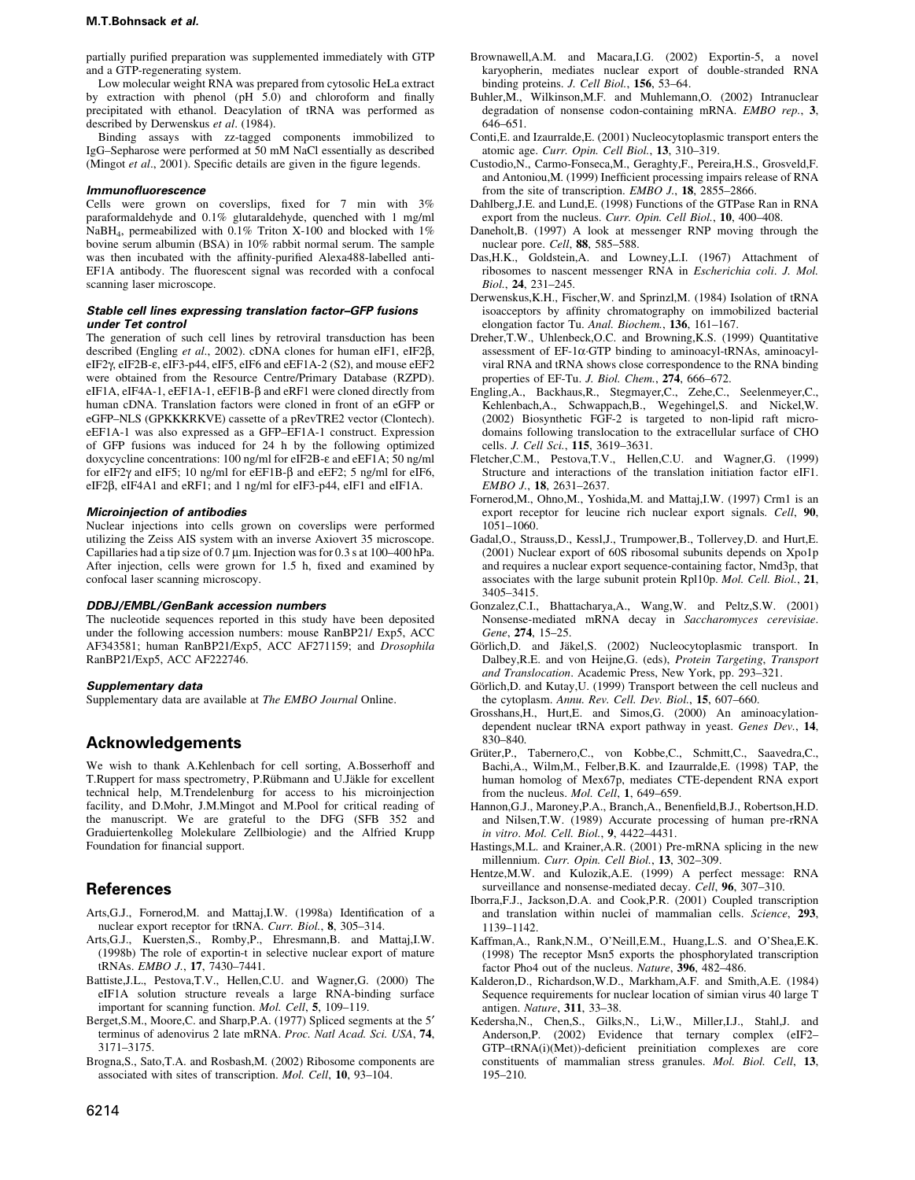partially purified preparation was supplemented immediately with GTP and a GTP-regenerating system.

Low molecular weight RNA was prepared from cytosolic HeLa extract by extraction with phenol (pH 5.0) and chloroform and finally precipitated with ethanol. Deacylation of tRNA was performed as described by Derwenskus *et al*. (1984).

Binding assays with zz-tagged components immobilized to IgG–Sepharose were performed at 50 mM NaCl essentially as described (Mingot *et al*., 2001). Specific details are given in the figure legends.

#### Immunofluorescence

Cells were grown on coverslips, fixed for 7 min with 3% paraformaldehyde and 0.1% glutaraldehyde, quenched with 1 mg/ml $NaBH_4$, permeabilized with 0.1% Triton X-100 and blocked with 1% bovine serum albumin (BSA) in 10% rabbit normal serum. The sample was then incubated with the affinity-purified Alexa488-labelled anti-EF1A antibody. The fluorescent signal was recorded with a confocal scanning laser microscope.

#### Stable cell lines expressing translation factor–GFP fusions under Tet control

The generation of such cell lines by retroviral transduction has been described (Engling *et al*., 2002). cDNA clones for human eIF1, eIF2β, eIF2γ, eIF2B-ε, eIF3-p44, eIF5, eIF6 and eEF1A-2 (S2), and mouse eEF2 were obtained from the Resource Centre/Primary Database (RZPD). eIF1A, eIF4A-1, eEF1A-1, eEF1B-β and eRF1 were cloned directly from human cDNA. Translation factors were cloned in front of an eGFP or eGFP–NLS (GPKKKRKVE) cassette of a pRevTRE2 vector (Clontech). eEF1A-1 was also expressed as a GFP–EF1A-1 construct. Expression of GFP fusions was induced for 24 h by the following optimized doxycycline concentrations: 100 ng/ml for eIF2B-ε and eEF1A; 50 ng/ml for eIF2γ and eIF5; 10 ng/ml for eEF1B-β and eEF2; 5 ng/ml for eIF6, eIF2β, eIF4A1 and eRF1; and 1 ng/ml for eIF3-p44, eIF1 and eIF1A.

#### Microinjection of antibodies

Nuclear injections into cells grown on coverslips were performed utilizing the Zeiss AIS system with an inverse Axiovert 35 microscope. Capillaries had a tip size of 0.7 µm. Injection was for 0.3 s at 100–400 hPa. After injection, cells were grown for 1.5 h, fixed and examined by confocal laser scanning microscopy.

#### DDBJ/EMBL/GenBank accession numbers

The nucleotide sequences reported in this study have been deposited under the following accession numbers: mouse RanBP21/ Exp5, ACC AF343581; human RanBP21/Exp5, ACC AF271159; and *Drosophila* RanBP21/Exp5, ACC AF222746.

#### Supplementary data

Supplementary data are available at *The EMBO Journal* Online.

## Acknowledgements

We wish to thank A.Kehlenbach for cell sorting, A.Bosserhoff and T.Ruppert for mass spectrometry, P.Rübmann and U.Jäkle for excellent technical help, M.Trendelenburg for access to his microinjection facility, and D.Mohr, J.M.Mingot and M.Pool for critical reading of the manuscript. We are grateful to the DFG (SFB 352 and Graduiertenkolleg Molekulare Zellbiologie) and the Alfried Krupp Foundation for financial support.

## References

Arts,G.J., Fornerod,M. and Mattaj,I.W. (1998a) Identification of a nuclear export receptor for tRNA. *Curr. Biol.*, **8**, 305–314.

Arts,G.J., Kuersten,S., Romby,P., Ehresmann,B. and Mattaj,I.W. (1998b) The role of exportin-t in selective nuclear export of mature tRNAs. *EMBO J.*, **17**, 7430–7441.

Battiste,J.L., Pestova,T.V., Hellen,C.U. and Wagner,G. (2000) The eIF1A solution structure reveals a large RNA-binding surface important for scanning function. *Mol. Cell*, **5**, 109–119.

Berget,S.M., Moore,C. and Sharp,P.A. (1977) Spliced segments at the 5′ terminus of adenovirus 2 late mRNA. *Proc. Natl Acad. Sci. USA*, **74**, 3171–3175.

Brogna,S., Sato,T.A. and Rosbash,M. (2002) Ribosome components are associated with sites of transcription. *Mol. Cell*, **10**, 93–104.

Brownawell,A.M. and Macara,I.G. (2002) Exportin-5, a novel karyopherin, mediates nuclear export of double-stranded RNA binding proteins. *J. Cell Biol.*, **156**, 53–64.

Buhler,M., Wilkinson,M.F. and Muhlemann,O. (2002) Intranuclear degradation of nonsense codon-containing mRNA. *EMBO rep.*, **3**, 646–651.

Conti,E. and Izaurralde,E. (2001) Nucleocytoplasmic transport enters the atomic age. *Curr. Opin. Cell Biol.*, **13**, 310–319.

Custodio,N., Carmo-Fonseca,M., Geraghty,F., Pereira,H.S., Grosveld,F. and Antoniou,M. (1999) Inefficient processing impairs release of RNA from the site of transcription. *EMBO J.*, **18**, 2855–2866.

Dahlberg,J.E. and Lund,E. (1998) Functions of the GTPase Ran in RNA export from the nucleus. *Curr. Opin. Cell Biol.*, **10**, 400–408.

Daneholt,B. (1997) A look at messenger RNP moving through the nuclear pore. *Cell*, **88**, 585–588.

Das,H.K., Goldstein,A. and Lowney,L.I. (1967) Attachment of ribosomes to nascent messenger RNA in *Escherichia coli*. *J. Mol. Biol.*, **24**, 231–245.

Derwenskus,K.H., Fischer,W. and Sprinzl,M. (1984) Isolation of tRNA isoacceptors by affinity chromatography on immobilized bacterial elongation factor Tu. *Anal. Biochem.*, **136**, 161–167.

Dreher,T.W., Uhlenbeck,O.C. and Browning,K.S. (1999) Quantitative assessment of EF-1α·GTP binding to aminoacyl-tRNAs, aminoacyl-viral RNA and tRNA shows close correspondence to the RNA binding properties of EF-Tu. *J. Biol. Chem.*, **274**, 666–672.

Engling,A., Backhaus,R., Stegmayer,C., Zehe,C., Seelenmeyer,C., Kehlenbach,A., Schwappach,B., Wegehingel,S. and Nickel,W. (2002) Biosynthetic FGF-2 is targeted to non-lipid raft microdomains following translocation to the extracellular surface of CHO cells. *J. Cell Sci.*, **115**, 3619–3631.

Fletcher,C.M., Pestova,T.V., Hellen,C.U. and Wagner,G. (1999) Structure and interactions of the translation initiation factor eIF1. *EMBO J.*, **18**, 2631–2637.

Fornerod,M., Ohno,M., Yoshida,M. and Mattaj,I.W. (1997) Crm1 is an export receptor for leucine rich nuclear export signals. *Cell*, **90**, 1051–1060.

Gadal,O., Strauss,D., Kessl,J., Trumpower,B., Tollervey,D. and Hurt,E. (2001) Nuclear export of 60S ribosomal subunits depends on Xpo1p and requires a nuclear export sequence-containing factor, Nmd3p, that associates with the large subunit protein Rpl10p. *Mol. Cell. Biol.*, **21**, 3405–3415.

Gonzalez,C.I., Bhattacharya,A., Wang,W. and Peltz,S.W. (2001) Nonsense-mediated mRNA decay in *Saccharomyces cerevisiae*. *Gene*, **274**, 15–25.

Görlich,D. and Jäkel,S. (2002) Nucleocytoplasmic transport. In Dalbey,R.E. and von Heijne,G. (eds), *Protein Targeting, Transport and Translocation*. Academic Press, New York, pp. 293–321.

Görlich,D. and Kutay,U. (1999) Transport between the cell nucleus and the cytoplasm. *Annu. Rev. Cell. Dev. Biol.*, **15**, 607–660.

Grosshans,H., Hurt,E. and Simos,G. (2000) An aminoacylation-dependent nuclear tRNA export pathway in yeast. *Genes Dev.*, **14**, 830–840.

Grüter,P., Tabernero,C., von Kobbe,C., Schmitt,C., Saavedra,C., Bachi,A., Wilm,M., Felber,B.K. and Izaurralde,E. (1998) TAP, the human homolog of Mex67p, mediates CTE-dependent RNA export from the nucleus. *Mol. Cell*, **1**, 649–659.

Hannon,G.J., Maroney,P.A., Branch,A., Benenfield,B.J., Robertson,H.D. and Nilsen,T.W. (1989) Accurate processing of human pre-rRNA *in vitro*. *Mol. Cell. Biol.*, **9**, 4422–4431.

Hastings,M.L. and Krainer,A.R. (2001) Pre-mRNA splicing in the new millennium. *Curr. Opin. Cell Biol.*, **13**, 302–309.

Hentze,M.W. and Kulozik,A.E. (1999) A perfect message: RNA surveillance and nonsense-mediated decay. *Cell*, **96**, 307–310.

Iborra,F.J., Jackson,D.A. and Cook,P.R. (2001) Coupled transcription and translation within nuclei of mammalian cells. *Science*, **293**, 1139–1142.

Kaffman,A., Rank,N.M., O'Neill,E.M., Huang,L.S. and O'Shea,E.K. (1998) The receptor Msn5 exports the phosphorylated transcription factor Pho4 out of the nucleus. *Nature*, **396**, 482–486.

Kalderon,D., Richardson,W.D., Markham,A.F. and Smith,A.E. (1984) Sequence requirements for nuclear location of simian virus 40 large T antigen. *Nature*, **311**, 33–38.

Kedersha,N., Chen,S., Gilks,N., Li,W., Miller,I.J., Stahl,J. and Anderson,P. (2002) Evidence that ternary complex (eIF2–GTP–tRNA(i)(Met))-deficient preinitiation complexes are core constituents of mammalian stress granules. *Mol. Biol. Cell*, **13**, 195–210.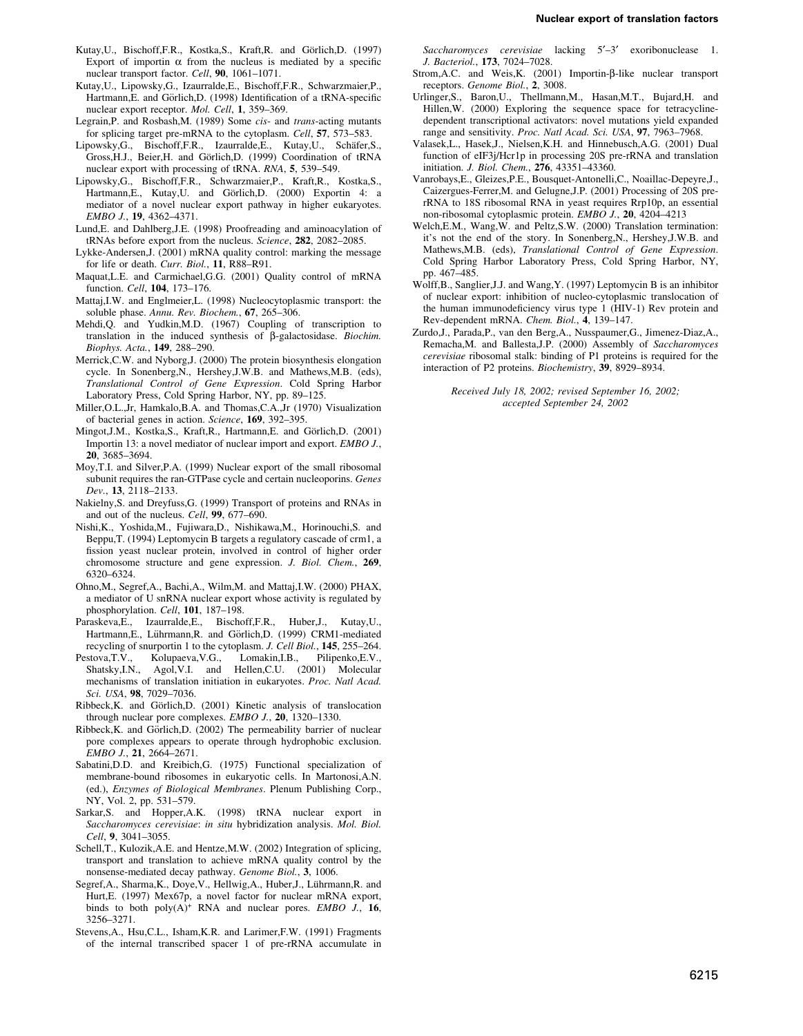Kutay,U., Bischoff,F.R., Kostka,S., Kraft,R. and Görlich,D. (1997) Export of importin α from the nucleus is mediated by a specific nuclear transport factor. *Cell*, **90**, 1061–1071.

Kutay,U., Lipowsky,G., Izaurralde,E., Bischoff,F.R., Schwarzmaier,P., Hartmann,E. and Görlich,D. (1998) Identification of a tRNA-specific nuclear export receptor. *Mol. Cell*, **1**, 359–369.

Legrain,P. and Rosbash,M. (1989) Some *cis*- and *trans*-acting mutants for splicing target pre-mRNA to the cytoplasm. *Cell*, **57**, 573–583.

Lipowsky,G., Bischoff,F.R., Izaurralde,E., Kutay,U., Schäfer,S., Gross,H.J., Beier,H. and Görlich,D. (1999) Coordination of tRNA nuclear export with processing of tRNA. *RNA*, **5**, 539–549.

Lipowsky,G., Bischoff,F.R., Schwarzmaier,P., Kraft,R., Kostka,S., Hartmann,E., Kutay,U. and Görlich,D. (2000) Exportin 4: a mediator of a novel nuclear export pathway in higher eukaryotes. *EMBO J.*, **19**, 4362–4371.

Lund,E. and Dahlberg,J.E. (1998) Proofreading and aminoacylation of tRNAs before export from the nucleus. *Science*, **282**, 2082–2085.

Lykke-Andersen,J. (2001) mRNA quality control: marking the message for life or death. *Curr. Biol.*, **11**, R88–R91.

Maquat,L.E. and Carmichael,G.G. (2001) Quality control of mRNA function. *Cell*, **104**, 173–176.

Mattaj,I.W. and Englmeier,L. (1998) Nucleocytoplasmic transport: the soluble phase. *Annu. Rev. Biochem.*, **67**, 265–306.

Mehdi,Q. and Yudkin,M.D. (1967) Coupling of transcription to translation in the induced synthesis of β-galactosidase. *Biochim. Biophys. Acta.*, **149**, 288–290.

Merrick,C.W. and Nyborg,J. (2000) The protein biosynthesis elongation cycle. In Sonenberg,N., Hershey,J.W.B. and Mathews,M.B. (eds), *Translational Control of Gene Expression*. Cold Spring Harbor Laboratory Press, Cold Spring Harbor, NY, pp. 89–125.

Miller,O.L.,Jr, Hamkalo,B.A. and Thomas,C.A.,Jr (1970) Visualization of bacterial genes in action. *Science*, **169**, 392–395.

Mingot,J.M., Kostka,S., Kraft,R., Hartmann,E. and Görlich,D. (2001) Importin 13: a novel mediator of nuclear import and export. *EMBO J.*, **20**, 3685–3694.

Moy,T.I. and Silver,P.A. (1999) Nuclear export of the small ribosomal subunit requires the ran-GTPase cycle and certain nucleoporins. *Genes Dev.*, **13**, 2118–2133.

Nakielny,S. and Dreyfuss,G. (1999) Transport of proteins and RNAs in and out of the nucleus. *Cell*, **99**, 677–690.

Nishi,K., Yoshida,M., Fujiwara,D., Nishikawa,M., Horinouchi,S. and Beppu,T. (1994) Leptomycin B targets a regulatory cascade of crm1, a fission yeast nuclear protein, involved in control of higher order chromosome structure and gene expression. *J. Biol. Chem.*, **269**, 6320–6324.

Ohno,M., Segref,A., Bachi,A., Wilm,M. and Mattaj,I.W. (2000) PHAX, a mediator of U snRNA nuclear export whose activity is regulated by phosphorylation. *Cell*, **101**, 187–198.

Paraskeva,E., Izaurralde,E., Bischoff,F.R., Huber,J., Kutay,U., Hartmann,E., Lührmann,R. and Görlich,D. (1999) CRM1-mediated recycling of snurportin 1 to the cytoplasm. *J. Cell Biol.*, **145**, 255–264.

Pestova,T.V., Kolupaeva,V.G., Lomakin,I.B., Pilipenko,E.V., Shatsky,I.N., Agol,V.I. and Hellen,C.U. (2001) Molecular mechanisms of translation initiation in eukaryotes. *Proc. Natl Acad. Sci. USA*, **98**, 7029–7036.

Ribbeck,K. and Görlich,D. (2001) Kinetic analysis of translocation through nuclear pore complexes. *EMBO J.*, **20**, 1320–1330.

Ribbeck,K. and Görlich,D. (2002) The permeability barrier of nuclear pore complexes appears to operate through hydrophobic exclusion. *EMBO J.*, **21**, 2664–2671.

Sabatini,D.D. and Kreibich,G. (1975) Functional specialization of membrane-bound ribosomes in eukaryotic cells. In Martonosi,A.N. (ed.), *Enzymes of Biological Membranes*. Plenum Publishing Corp., NY, Vol. 2, pp. 531–579.

Sarkar,S. and Hopper,A.K. (1998) tRNA nuclear export in *Saccharomyces cerevisiae*: *in situ* hybridization analysis. *Mol. Biol. Cell*, **9**, 3041–3055.

Schell,T., Kulozik,A.E. and Hentze,M.W. (2002) Integration of splicing, transport and translation to achieve mRNA quality control by the nonsense-mediated decay pathway. *Genome Biol.*, **3**, 1006.

Segref,A., Sharma,K., Doye,V., Hellwig,A., Huber,J., Lührmann,R. and Hurt,E. (1997) Mex67p, a novel factor for nuclear mRNA export, binds to both poly(A)+ RNA and nuclear pores. *EMBO J.*, **16**, 3256–3271.

Stevens,A., Hsu,C.L., Isham,K.R. and Larimer,F.W. (1991) Fragments of the internal transcribed spacer 1 of pre-rRNA accumulate in *Saccharomyces cerevisiae* lacking 5′–3′ exoribonuclease 1. *J. Bacteriol.*, **173**, 7024–7028.

Strom,A.C. and Weis,K. (2001) Importin-β-like nuclear transport receptors. *Genome Biol.*, **2**, 3008.

Urlinger,S., Baron,U., Thellmann,M., Hasan,M.T., Bujard,H. and Hillen,W. (2000) Exploring the sequence space for tetracycline-dependent transcriptional activators: novel mutations yield expanded range and sensitivity. *Proc. Natl Acad. Sci. USA*, **97**, 7963–7968.

Valasek,L., Hasek,J., Nielsen,K.H. and Hinnebusch,A.G. (2001) Dual function of eIF3j/Hcr1p in processing 20S pre-rRNA and translation initiation. *J. Biol. Chem.*, **276**, 43351–43360.

Vanrobays,E., Gleizes,P.E., Bousquet-Antonelli,C., Noaillac-Depeyre,J., Caizergues-Ferrer,M. and Gelugne,J.P. (2001) Processing of 20S pre-rRNA to 18S ribosomal RNA in yeast requires Rrp10p, an essential non-ribosomal cytoplasmic protein. *EMBO J.*, **20**, 4204–4213

Welch,E.M., Wang,W. and Peltz,S.W. (2000) Translation termination: it's not the end of the story. In Sonenberg,N., Hershey,J.W.B. and Mathews,M.B. (eds), *Translational Control of Gene Expression*. Cold Spring Harbor Laboratory Press, Cold Spring Harbor, NY, pp. 467–485.

Wolff,B., Sanglier,J.J. and Wang,Y. (1997) Leptomycin B is an inhibitor of nuclear export: inhibition of nucleo-cytoplasmic translocation of the human immunodeficiency virus type 1 (HIV-1) Rev protein and Rev-dependent mRNA. *Chem. Biol.*, **4**, 139–147.

Zurdo,J., Parada,P., van den Berg,A., Nusspaumer,G., Jimenez-Diaz,A., Remacha,M. and Ballesta,J.P. (2000) Assembly of *Saccharomyces cerevisiae* ribosomal stalk: binding of P1 proteins is required for the interaction of P2 proteins. *Biochemistry*, **39**, 8929–8934.

*Received July 18, 2002; revised September 16, 2002; accepted September 24, 2002*